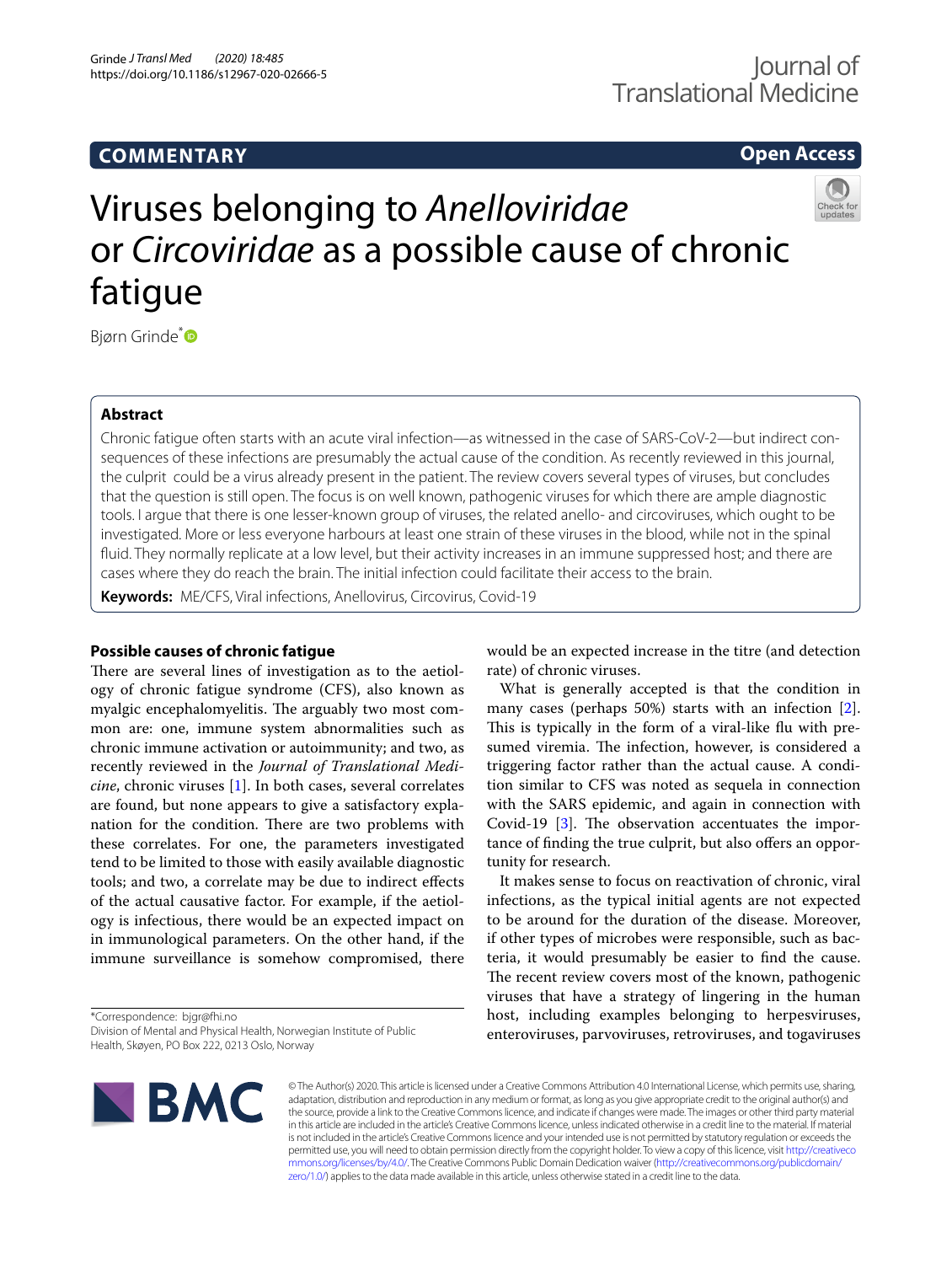COMMENTARY

Open Access

# Viruses belonging to *Anelloviridae* or *Circoviridae* as a possible cause of chronic fatigue

Bjørn Grinde*

## Abstract

Chronic fatigue often starts with an acute viral infection—as witnessed in the case of SARS-CoV-2—but indirect consequences of these infections are presumably the actual cause of the condition. As recently reviewed in this journal, the culprit could be a virus already present in the patient. The review covers several types of viruses, but concludes that the question is still open. The focus is on well known, pathogenic viruses for which there are ample diagnostic tools. I argue that there is one lesser-known group of viruses, the related anello- and circoviruses, which ought to be investigated. More or less everyone harbours at least one strain of these viruses in the blood, while not in the spinal fluid. They normally replicate at a low level, but their activity increases in an immune suppressed host; and there are cases where they do reach the brain. The initial infection could facilitate their access to the brain.

**Keywords:** ME/CFS, Viral infections, Anellovirus, Circovirus, Covid-19

## Possible causes of chronic fatigue

There are several lines of investigation as to the aetiology of chronic fatigue syndrome (CFS), also known as myalgic encephalomyelitis. The arguably two most common are: one, immune system abnormalities such as chronic immune activation or autoimmunity; and two, as recently reviewed in the *Journal of Translational Medicine*, chronic viruses [1]. In both cases, several correlates are found, but none appears to give a satisfactory explanation for the condition. There are two problems with these correlates. For one, the parameters investigated tend to be limited to those with easily available diagnostic tools; and two, a correlate may be due to indirect effects of the actual causative factor. For example, if the aetiology is infectious, there would be an expected impact on in immunological parameters. On the other hand, if the immune surveillance is somehow compromised, there would be an expected increase in the titre (and detection rate) of chronic viruses.

What is generally accepted is that the condition in many cases (perhaps 50%) starts with an infection [2]. This is typically in the form of a viral-like flu with presumed viremia. The infection, however, is considered a triggering factor rather than the actual cause. A condition similar to CFS was noted as sequela in connection with the SARS epidemic, and again in connection with Covid-19 [3]. The observation accentuates the importance of finding the true culprit, but also offers an opportunity for research.

It makes sense to focus on reactivation of chronic, viral infections, as the typical initial agents are not expected to be around for the duration of the disease. Moreover, if other types of microbes were responsible, such as bacteria, it would presumably be easier to find the cause. The recent review covers most of the known, pathogenic viruses that have a strategy of lingering in the human host, including examples belonging to herpesviruses, enteroviruses, parvoviruses, retroviruses, and togaviruses

*Correspondence: bjgr@fhi.no
Division of Mental and Physical Health, Norwegian Institute of Public Health, Skøyen, PO Box 222, 0213 Oslo, Norway

© The Author(s) 2020. This article is licensed under a Creative Commons Attribution 4.0 International License, which permits use, sharing, adaptation, distribution and reproduction in any medium or format, as long as you give appropriate credit to the original author(s) and the source, provide a link to the Creative Commons licence, and indicate if changes were made. The images or other third party material in this article are included in the article's Creative Commons licence, unless indicated otherwise in a credit line to the material. If material is not included in the article's Creative Commons licence and your intended use is not permitted by statutory regulation or exceeds the permitted use, you will need to obtain permission directly from the copyright holder. To view a copy of this licence, visit http://creativecommons.org/licenses/by/4.0/. The Creative Commons Public Domain Dedication waiver (http://creativecommons.org/publicdomain/zero/1.0/) applies to the data made available in this article, unless otherwise stated in a credit line to the data.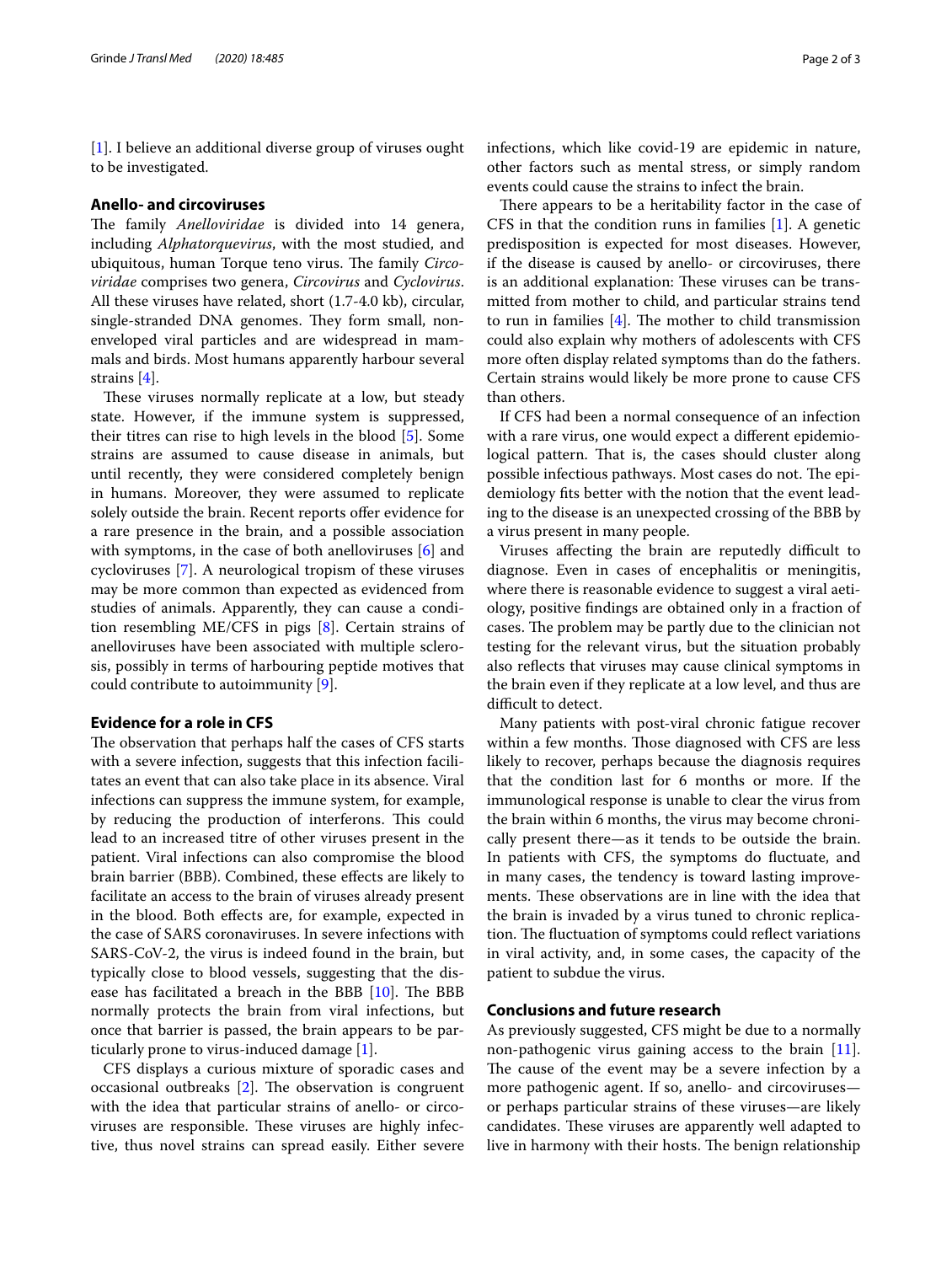[1]. I believe an additional diverse group of viruses ought to be investigated.

## Anello- and circoviruses

The family *Anelloviridae* is divided into 14 genera, including *Alphatorquevirus*, with the most studied, and ubiquitous, human Torque teno virus. The family *Circoviridae* comprises two genera, *Circovirus* and *Cyclovirus*. All these viruses have related, short (1.7-4.0 kb), circular, single-stranded DNA genomes. They form small, non-enveloped viral particles and are widespread in mammals and birds. Most humans apparently harbour several strains [4].

These viruses normally replicate at a low, but steady state. However, if the immune system is suppressed, their titres can rise to high levels in the blood [5]. Some strains are assumed to cause disease in animals, but until recently, they were considered completely benign in humans. Moreover, they were assumed to replicate solely outside the brain. Recent reports offer evidence for a rare presence in the brain, and a possible association with symptoms, in the case of both anelloviruses [6] and cycloviruses [7]. A neurological tropism of these viruses may be more common than expected as evidenced from studies of animals. Apparently, they can cause a condition resembling ME/CFS in pigs [8]. Certain strains of anelloviruses have been associated with multiple sclerosis, possibly in terms of harbouring peptide motives that could contribute to autoimmunity [9].

## Evidence for a role in CFS

The observation that perhaps half the cases of CFS starts with a severe infection, suggests that this infection facilitates an event that can also take place in its absence. Viral infections can suppress the immune system, for example, by reducing the production of interferons. This could lead to an increased titre of other viruses present in the patient. Viral infections can also compromise the blood brain barrier (BBB). Combined, these effects are likely to facilitate an access to the brain of viruses already present in the blood. Both effects are, for example, expected in the case of SARS coronaviruses. In severe infections with SARS-CoV-2, the virus is indeed found in the brain, but typically close to blood vessels, suggesting that the disease has facilitated a breach in the BBB [10]. The BBB normally protects the brain from viral infections, but once that barrier is passed, the brain appears to be particularly prone to virus-induced damage [1].

CFS displays a curious mixture of sporadic cases and occasional outbreaks [2]. The observation is congruent with the idea that particular strains of anello- or circoviruses are responsible. These viruses are highly infective, thus novel strains can spread easily. Either severe infections, which like covid-19 are epidemic in nature, other factors such as mental stress, or simply random events could cause the strains to infect the brain.

There appears to be a heritability factor in the case of CFS in that the condition runs in families [1]. A genetic predisposition is expected for most diseases. However, if the disease is caused by anello- or circoviruses, there is an additional explanation: These viruses can be transmitted from mother to child, and particular strains tend to run in families [4]. The mother to child transmission could also explain why mothers of adolescents with CFS more often display related symptoms than do the fathers. Certain strains would likely be more prone to cause CFS than others.

If CFS had been a normal consequence of an infection with a rare virus, one would expect a different epidemiological pattern. That is, the cases should cluster along possible infectious pathways. Most cases do not. The epidemiology fits better with the notion that the event leading to the disease is an unexpected crossing of the BBB by a virus present in many people.

Viruses affecting the brain are reputedly difficult to diagnose. Even in cases of encephalitis or meningitis, where there is reasonable evidence to suggest a viral aetiology, positive findings are obtained only in a fraction of cases. The problem may be partly due to the clinician not testing for the relevant virus, but the situation probably also reflects that viruses may cause clinical symptoms in the brain even if they replicate at a low level, and thus are difficult to detect.

Many patients with post-viral chronic fatigue recover within a few months. Those diagnosed with CFS are less likely to recover, perhaps because the diagnosis requires that the condition last for 6 months or more. If the immunological response is unable to clear the virus from the brain within 6 months, the virus may become chronically present there—as it tends to be outside the brain. In patients with CFS, the symptoms do fluctuate, and in many cases, the tendency is toward lasting improvements. These observations are in line with the idea that the brain is invaded by a virus tuned to chronic replication. The fluctuation of symptoms could reflect variations in viral activity, and, in some cases, the capacity of the patient to subdue the virus.

## Conclusions and future research

As previously suggested, CFS might be due to a normally non-pathogenic virus gaining access to the brain [11]. The cause of the event may be a severe infection by a more pathogenic agent. If so, anello- and circoviruses—or perhaps particular strains of these viruses—are likely candidates. These viruses are apparently well adapted to live in harmony with their hosts. The benign relationship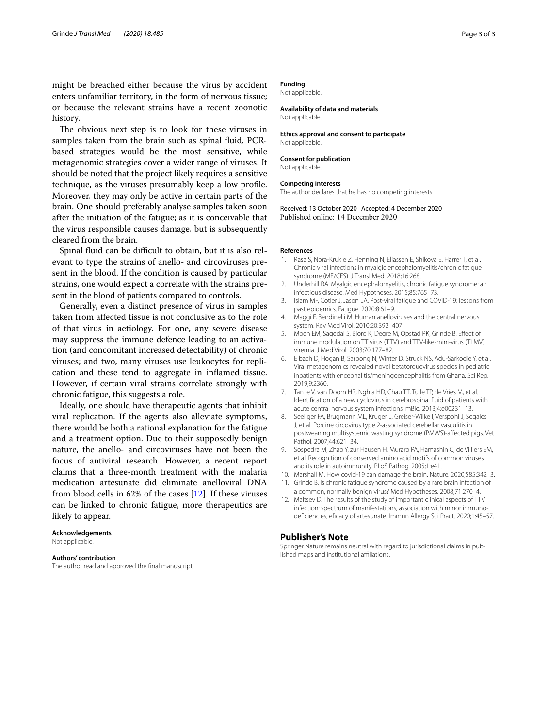might be breached either because the virus by accident enters unfamiliar territory, in the form of nervous tissue; or because the relevant strains have a recent zoonotic history.

The obvious next step is to look for these viruses in samples taken from the brain such as spinal fluid. PCR-based strategies would be the most sensitive, while metagenomic strategies cover a wider range of viruses. It should be noted that the project likely requires a sensitive technique, as the viruses presumably keep a low profile. Moreover, they may only be active in certain parts of the brain. One should preferably analyse samples taken soon after the initiation of the fatigue; as it is conceivable that the virus responsible causes damage, but is subsequently cleared from the brain.

Spinal fluid can be difficult to obtain, but it is also relevant to type the strains of anello- and circoviruses present in the blood. If the condition is caused by particular strains, one would expect a correlate with the strains present in the blood of patients compared to controls.

Generally, even a distinct presence of virus in samples taken from affected tissue is not conclusive as to the role of that virus in aetiology. For one, any severe disease may suppress the immune defence leading to an activation (and concomitant increased detectability) of chronic viruses; and two, many viruses use leukocytes for replication and these tend to aggregate in inflamed tissue. However, if certain viral strains correlate strongly with chronic fatigue, this suggests a role.

Ideally, one should have therapeutic agents that inhibit viral replication. If the agents also alleviate symptoms, there would be both a rational explanation for the fatigue and a treatment option. Due to their supposedly benign nature, the anello- and circoviruses have not been the focus of antiviral research. However, a recent report claims that a three-month treatment with the malaria medication artesunate did eliminate anelloviral DNA from blood cells in 62% of the cases [12]. If these viruses can be linked to chronic fatigue, more therapeutics are likely to appear.

**Acknowledgements**
Not applicable.

**Authors' contribution**
The author read and approved the final manuscript.

**Funding**
Not applicable.

**Availability of data and materials**
Not applicable.

**Ethics approval and consent to participate**
Not applicable.

**Consent for publication**
Not applicable.

**Competing interests**
The author declares that he has no competing interests.

Received: 13 October 2020 Accepted: 4 December 2020
Published online: 14 December 2020

**References**

1. Rasa S, Nora-Krukle Z, Henning N, Eliassen E, Shikova E, Harrer T, et al. Chronic viral infections in myalgic encephalomyelitis/chronic fatigue syndrome (ME/CFS). J Transl Med. 2018;16:268.
2. Underhill RA. Myalgic encephalomyelitis, chronic fatigue syndrome: an infectious disease. Med Hypotheses. 2015;85:765–73.
3. Islam MF, Cotler J, Jason LA. Post-viral fatigue and COVID-19: lessons from past epidemics. Fatigue. 2020;8:61–9.
4. Maggi F, Bendinelli M. Human anelloviruses and the central nervous system. Rev Med Virol. 2010;20:392–407.
5. Moen EM, Sagedal S, Bjoro K, Degre M, Opstad PK, Grinde B. Effect of immune modulation on TT virus (TTV) and TTV-like-mini-virus (TLMV) viremia. J Med Virol. 2003;70:177–82.
6. Eibach D, Hogan B, Sarpong N, Winter D, Struck NS, Adu-Sarkodie Y, et al. Viral metagenomics revealed novel betatorquevirus species in pediatric inpatients with encephalitis/meningoencephalitis from Ghana. Sci Rep. 2019;9:2360.
7. Tan le V, van Doorn HR, Nghia HD, Chau TT, Tu le TP, de Vries M, et al. Identification of a new cyclovirus in cerebrospinal fluid of patients with acute central nervous system infections. mBio. 2013;4:e00231–13.
8. Seeliger FA, Brugmann ML, Kruger L, Greiser-Wilke I, Verspohl J, Segales J, et al. Porcine circovirus type 2-associated cerebellar vasculitis in postweaning multisystemic wasting syndrome (PMWS)-affected pigs. Vet Pathol. 2007;44:621–34.
9. Sospedra M, Zhao Y, zur Hausen H, Muraro PA, Hamashin C, de Villiers EM, et al. Recognition of conserved amino acid motifs of common viruses and its role in autoimmunity. PLoS Pathog. 2005;1:e41.
10. Marshall M. How covid-19 can damage the brain. Nature. 2020;585:342–3.
11. Grinde B. Is chronic fatigue syndrome caused by a rare brain infection of a common, normally benign virus? Med Hypotheses. 2008;71:270–4.
12. Maltsev D. The results of the study of important clinical aspects of TTV infection: spectrum of manifestations, association with minor immunodeficiencies, eficacy of artesunate. Immun Allergy Sci Pract. 2020;1:45–57.

## Publisher's Note

Springer Nature remains neutral with regard to jurisdictional claims in published maps and institutional affiliations.